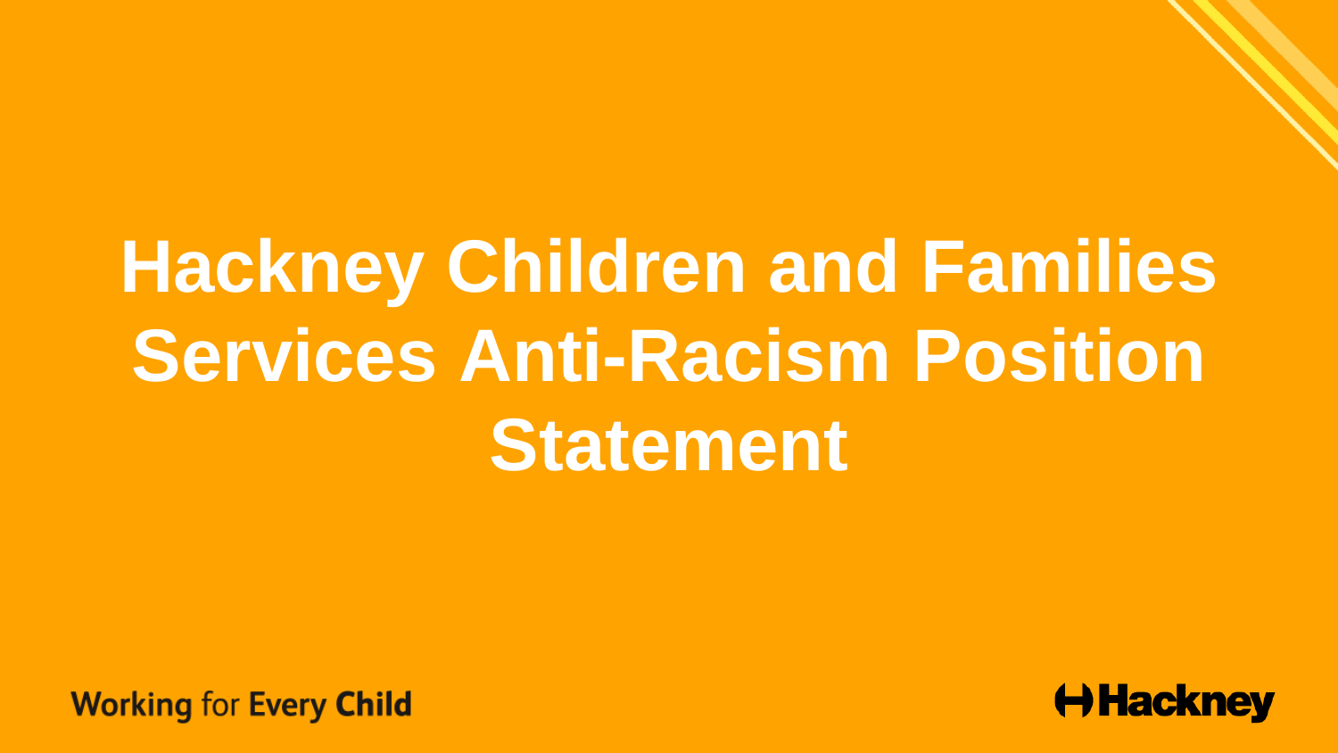# Hackney Children and Families Services Anti-Racism Position Statement

Working for Every Child

Hackney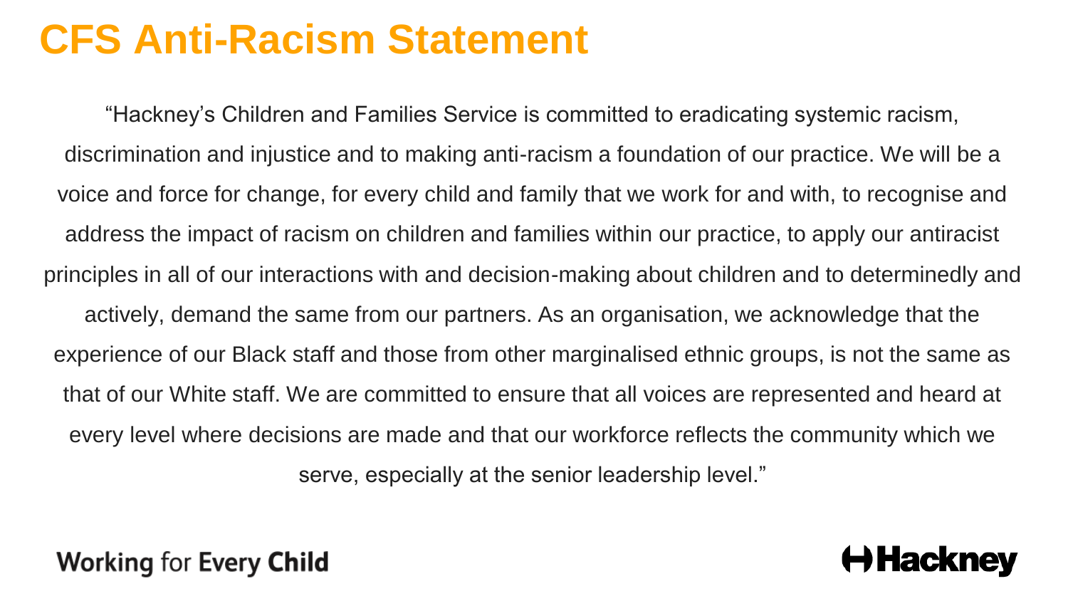# CFS Anti-Racism Statement

"Hackney's Children and Families Service is committed to eradicating systemic racism, discrimination and injustice and to making anti-racism a foundation of our practice. We will be a voice and force for change, for every child and family that we work for and with, to recognise and address the impact of racism on children and families within our practice, to apply our antiracist principles in all of our interactions with and decision-making about children and to determinedly and actively, demand the same from our partners. As an organisation, we acknowledge that the experience of our Black staff and those from other marginalised ethnic groups, is not the same as that of our White staff. We are committed to ensure that all voices are represented and heard at every level where decisions are made and that our workforce reflects the community which we serve, especially at the senior leadership level."

**Working** for **Every Child**

**Hackney**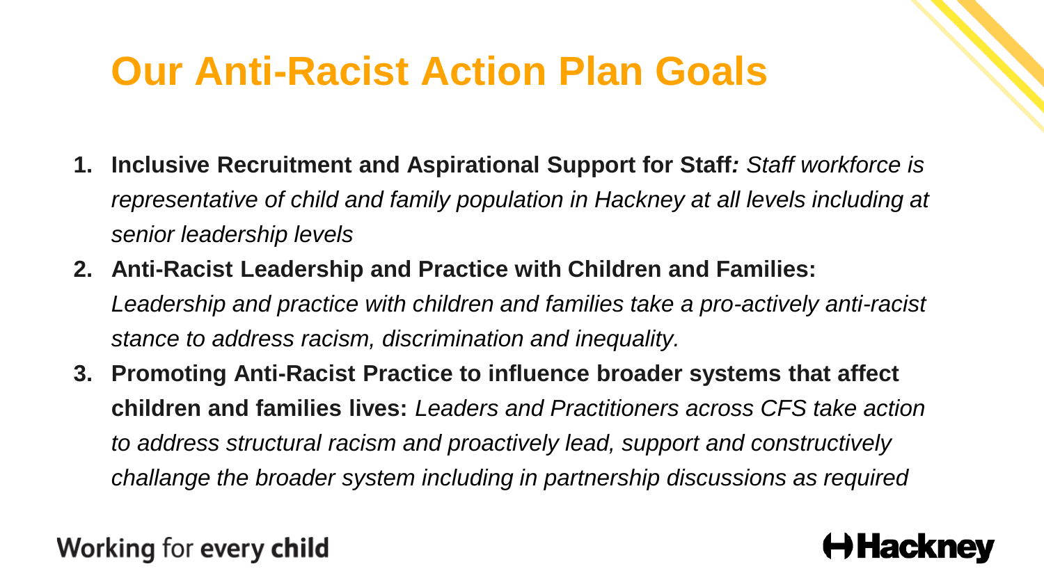# Our Anti-Racist Action Plan Goals

1. **Inclusive Recruitment and Aspirational Support for Staff***: Staff workforce is representative of child and family population in Hackney at all levels including at senior leadership levels*
2. **Anti-Racist Leadership and Practice with Children and Families:** *Leadership and practice with children and families take a pro-actively anti-racist stance to address racism, discrimination and inequality.*
3. **Promoting Anti-Racist Practice to influence broader systems that affect children and families lives:** *Leaders and Practitioners across CFS take action to address structural racism and proactively lead, support and constructively challange the broader system including in partnership discussions as required*

Working for **every child**

Hackney